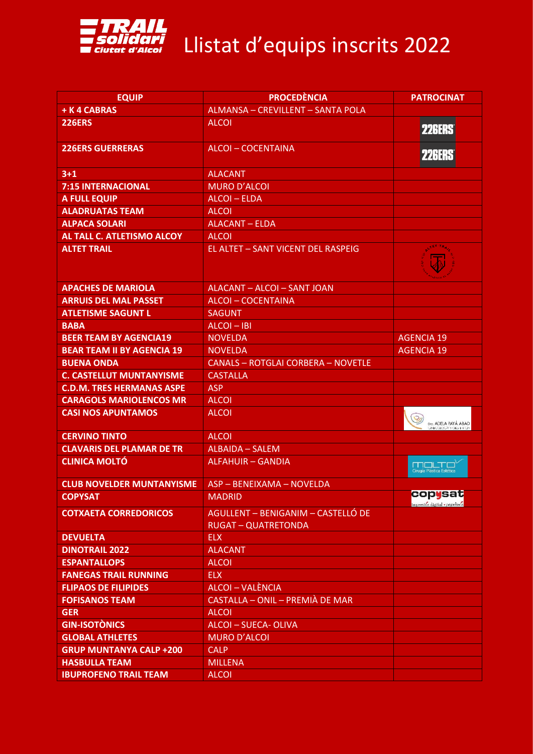# Llistat d'equips inscrits 2022

| EQUIP | PROCEDÈNCIA | PATROCINAT |
|---|---|---|
| + K 4 CABRAS | ALMANSA – CREVILLENT – SANTA POLA | |
| 226ERS | ALCOI | 226ERS |
| 226ERS GUERRERAS | ALCOI – COCENTAINA | 226ERS |
| 3+1 | ALACANT | |
| 7:15 INTERNACIONAL | MURO D'ALCOI | |
| A FULL EQUIP | ALCOI – ELDA | |
| ALADRUATAS TEAM | ALCOI | |
| ALPACA SOLARI | ALACANT – ELDA | |
| AL TALL C. ATLETISMO ALCOY | ALCOI | |
| ALTET TRAIL | EL ALTET – SANT VICENT DEL RASPEIG | |
| APACHES DE MARIOLA | ALACANT – ALCOI – SANT JOAN | |
| ARRUIS DEL MAL PASSET | ALCOI – COCENTAINA | |
| ATLETISME SAGUNT L | SAGUNT | |
| BABA | ALCOI – IBI | |
| BEER TEAM BY AGENCIA19 | NOVELDA | AGENCIA 19 |
| BEAR TEAM II BY AGENCIA 19 | NOVELDA | AGENCIA 19 |
| BUENA ONDA | CANALS – ROTGLAI CORBERA – NOVETLE | |
| C. CASTELLUT MUNTANYISME | CASTALLA | |
| C.D.M. TRES HERMANAS ASPE | ASP | |
| CARAGOLS MARIOLENCOS MR | ALCOI | |
| CASI NOS APUNTAMOS | ALCOI | Dra. ADELA PAYÁ ABAD |
| CERVINO TINTO | ALCOI | |
| CLAVARIS DEL PLAMAR DE TR | ALBAIDA – SALEM | |
| CLINICA MOLTÓ | ALFAHUIR – GANDIA | MOLTO Cirugía Plástica Estética |
| CLUB NOVELDER MUNTANYISME | ASP – BENEIXAMA – NOVELDA | |
| COPYSAT | MADRID | copysat |
| COTXAETA CORREDORICOS | AGULLENT – BENIGANIM – CASTELLÓ DE RUGAT – QUATRETONDA | |
| DEVUELTA | ELX | |
| DINOTRAIL 2022 | ALACANT | |
| ESPANTALLOPS | ALCOI | |
| FANEGAS TRAIL RUNNING | ELX | |
| FLIPAOS DE FILIPIDES | ALCOI – VALÈNCIA | |
| FOFISANOS TEAM | CASTALLA – ONIL – PREMIÀ DE MAR | |
| GER | ALCOI | |
| GIN-ISOTÒNICS | ALCOI – SUECA- OLIVA | |
| GLOBAL ATHLETES | MURO D'ALCOI | |
| GRUP MUNTANYA CALP +200 | CALP | |
| HASBULLA TEAM | MILLENA | |
| IBUPROFENO TRAIL TEAM | ALCOI | |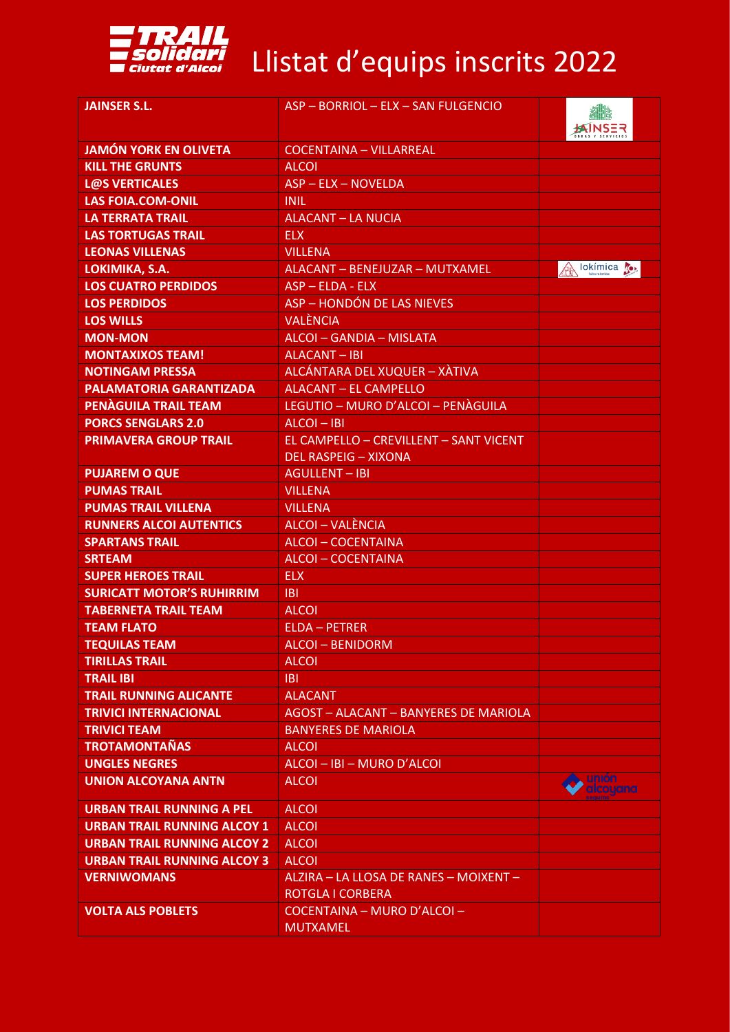# Llistat d'equips inscrits 2022

| | | |
|---|---|---|
| **JAINSER S.L.** | ASP – BORRIOL – ELX – SAN FULGENCIO | |
| **JAMÓN YORK EN OLIVETA** | COCENTAINA – VILLARREAL | |
| **KILL THE GRUNTS** | ALCOI | |
| **L@S VERTICALES** | ASP – ELX – NOVELDA | |
| **LAS FOIA.COM-ONIL** | INIL | |
| **LA TERRATA TRAIL** | ALACANT – LA NUCIA | |
| **LAS TORTUGAS TRAIL** | ELX | |
| **LEONAS VILLENAS** | VILLENA | |
| **LOKIMIKA, S.A.** | ALACANT – BENEJUZAR – MUTXAMEL | |
| **LOS CUATRO PERDIDOS** | ASP – ELDA - ELX | |
| **LOS PERDIDOS** | ASP – HONDÓN DE LAS NIEVES | |
| **LOS WILLS** | VALÈNCIA | |
| **MON-MON** | ALCOI – GANDIA – MISLATA | |
| **MONTAXIXOS TEAM!** | ALACANT – IBI | |
| **NOTINGAM PRESSA** | ALCÁNTARA DEL XUQUER – XÀTIVA | |
| **PALAMATORIA GARANTIZADA** | ALACANT – EL CAMPELLO | |
| **PENÀGUILA TRAIL TEAM** | LEGUTIO – MURO D'ALCOI – PENÀGUILA | |
| **PORCS SENGLARS 2.0** | ALCOI – IBI | |
| **PRIMAVERA GROUP TRAIL** | EL CAMPELLO – CREVILLENT – SANT VICENT DEL RASPEIG – XIXONA | |
| **PUJAREM O QUE** | AGULLENT – IBI | |
| **PUMAS TRAIL** | VILLENA | |
| **PUMAS TRAIL VILLENA** | VILLENA | |
| **RUNNERS ALCOI AUTENTICS** | ALCOI – VALÈNCIA | |
| **SPARTANS TRAIL** | ALCOI – COCENTAINA | |
| **SRTEAM** | ALCOI – COCENTAINA | |
| **SUPER HEROES TRAIL** | ELX | |
| **SURICATT MOTOR'S RUHIRRIM** | IBI | |
| **TABERNETA TRAIL TEAM** | ALCOI | |
| **TEAM FLATO** | ELDA – PETRER | |
| **TEQUILAS TEAM** | ALCOI – BENIDORM | |
| **TIRILLAS TRAIL** | ALCOI | |
| **TRAIL IBI** | IBI | |
| **TRAIL RUNNING ALICANTE** | ALACANT | |
| **TRIVICI INTERNACIONAL** | AGOST – ALACANT – BANYERES DE MARIOLA | |
| **TRIVICI TEAM** | BANYERES DE MARIOLA | |
| **TROTAMONTAÑAS** | ALCOI | |
| **UNGLES NEGRES** | ALCOI – IBI – MURO D'ALCOI | |
| **UNION ALCOYANA ANTN** | ALCOI | |
| **URBAN TRAIL RUNNING A PEL** | ALCOI | |
| **URBAN TRAIL RUNNING ALCOY 1** | ALCOI | |
| **URBAN TRAIL RUNNING ALCOY 2** | ALCOI | |
| **URBAN TRAIL RUNNING ALCOY 3** | ALCOI | |
| **VERNIWOMANS** | ALZIRA – LA LLOSA DE RANES – MOIXENT – ROTGLA I CORBERA | |
| **VOLTA ALS POBLETS** | COCENTAINA – MURO D'ALCOI – MUTXAMEL | |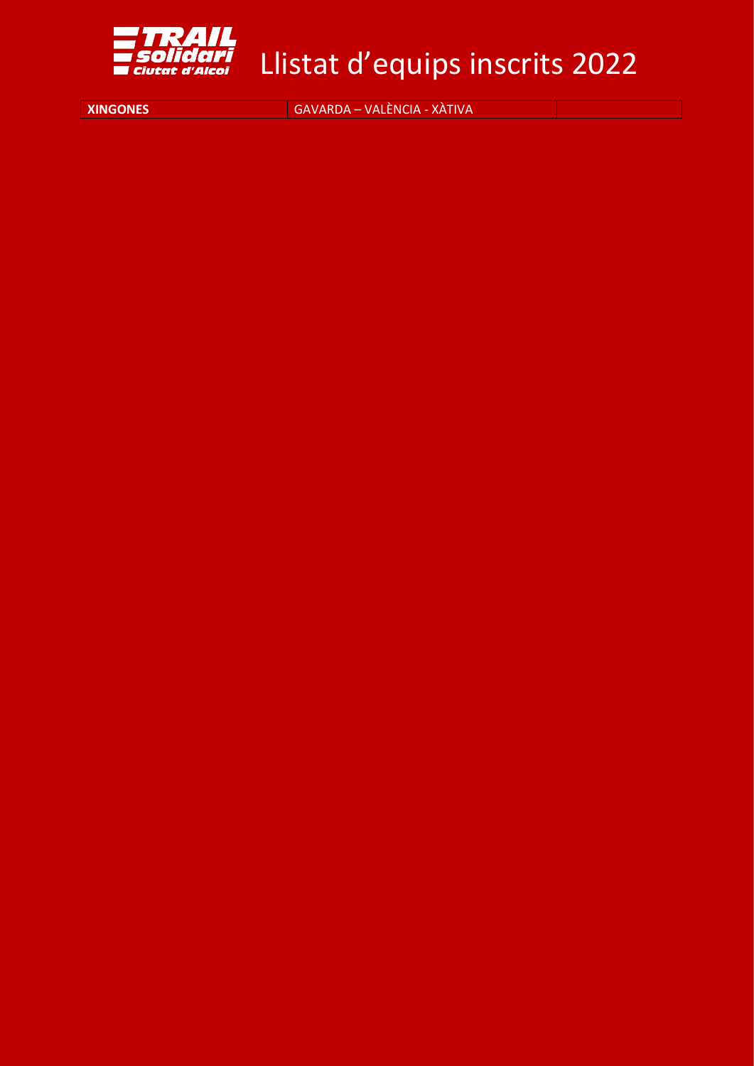| | | |
|---|---|---|
| **XINGONES** | GAVARDA – VALÈNCIA - XÀTIVA | |